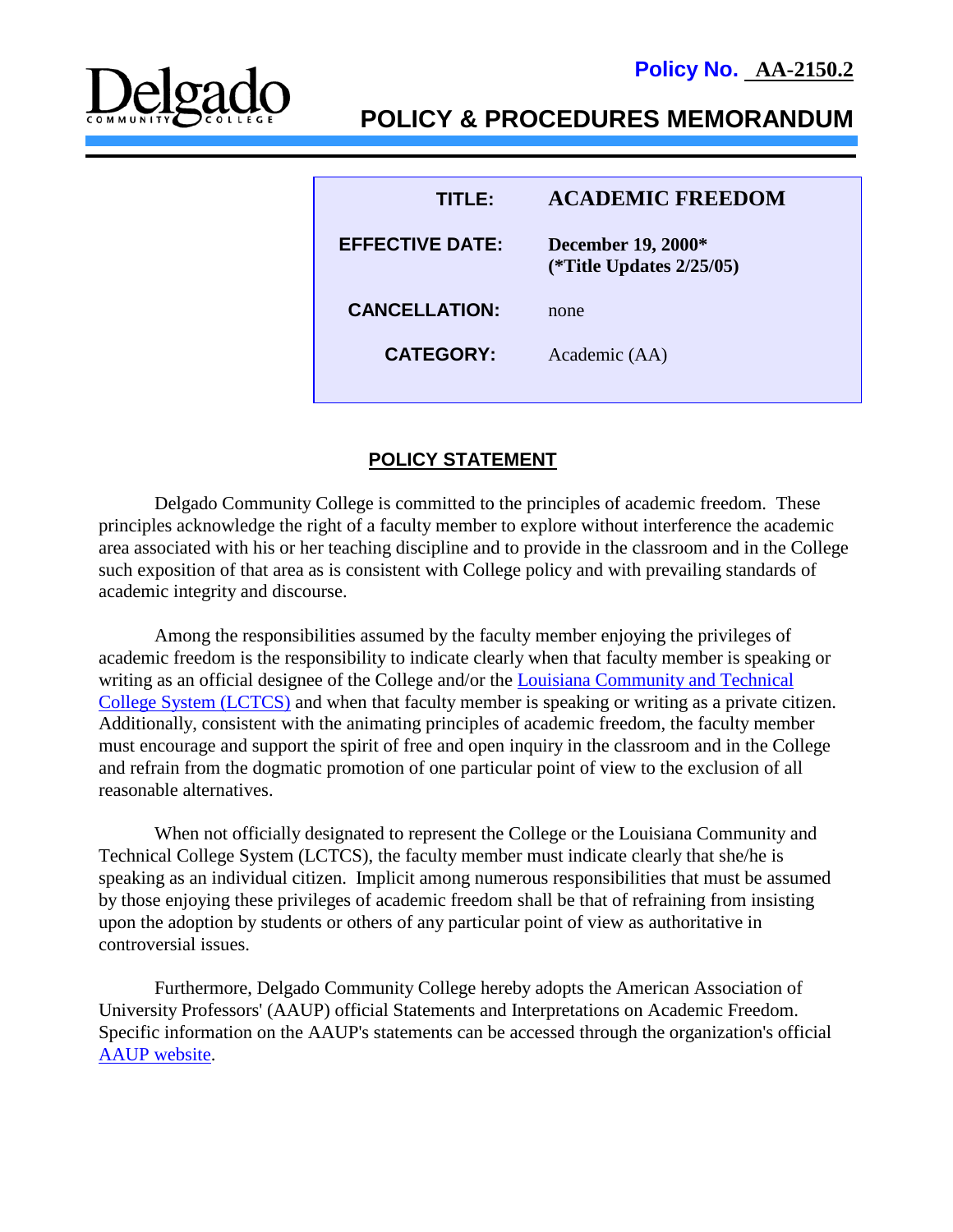Delgado COMMUNITY COLLEGE

**Policy No. AA-2150.2**

# POLICY & PROCEDURES MEMORANDUM

| | |
|---|---|
| **TITLE:** | **ACADEMIC FREEDOM** |
| **EFFECTIVE DATE:** | **December 19, 2000\*** **(\*Title Updates 2/25/05)** |
| **CANCELLATION:** | none |
| **CATEGORY:** | Academic (AA) |

## POLICY STATEMENT

Delgado Community College is committed to the principles of academic freedom. These principles acknowledge the right of a faculty member to explore without interference the academic area associated with his or her teaching discipline and to provide in the classroom and in the College such exposition of that area as is consistent with College policy and with prevailing standards of academic integrity and discourse.

Among the responsibilities assumed by the faculty member enjoying the privileges of academic freedom is the responsibility to indicate clearly when that faculty member is speaking or writing as an official designee of the College and/or the Louisiana Community and Technical College System (LCTCS) and when that faculty member is speaking or writing as a private citizen. Additionally, consistent with the animating principles of academic freedom, the faculty member must encourage and support the spirit of free and open inquiry in the classroom and in the College and refrain from the dogmatic promotion of one particular point of view to the exclusion of all reasonable alternatives.

When not officially designated to represent the College or the Louisiana Community and Technical College System (LCTCS), the faculty member must indicate clearly that she/he is speaking as an individual citizen. Implicit among numerous responsibilities that must be assumed by those enjoying these privileges of academic freedom shall be that of refraining from insisting upon the adoption by students or others of any particular point of view as authoritative in controversial issues.

Furthermore, Delgado Community College hereby adopts the American Association of University Professors' (AAUP) official Statements and Interpretations on Academic Freedom. Specific information on the AAUP's statements can be accessed through the organization's official AAUP website.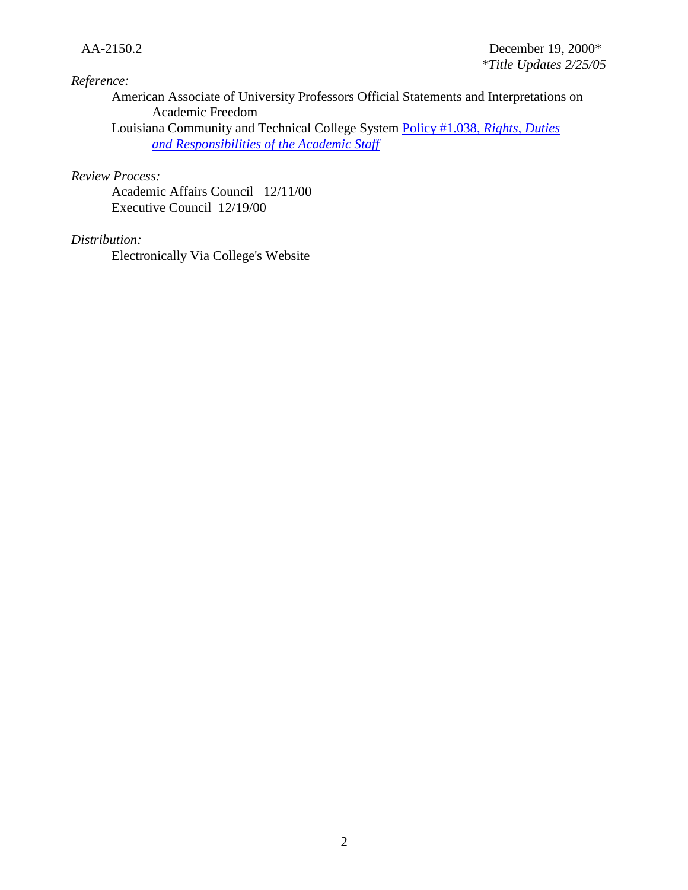*Reference:*

American Associate of University Professors Official Statements and Interpretations on Academic Freedom

Louisiana Community and Technical College System [Policy #1.038, *Rights, Duties and Responsibilities of the Academic Staff*]

*Review Process:*

Academic Affairs Council 12/11/00

Executive Council 12/19/00

*Distribution:*

Electronically Via College's Website